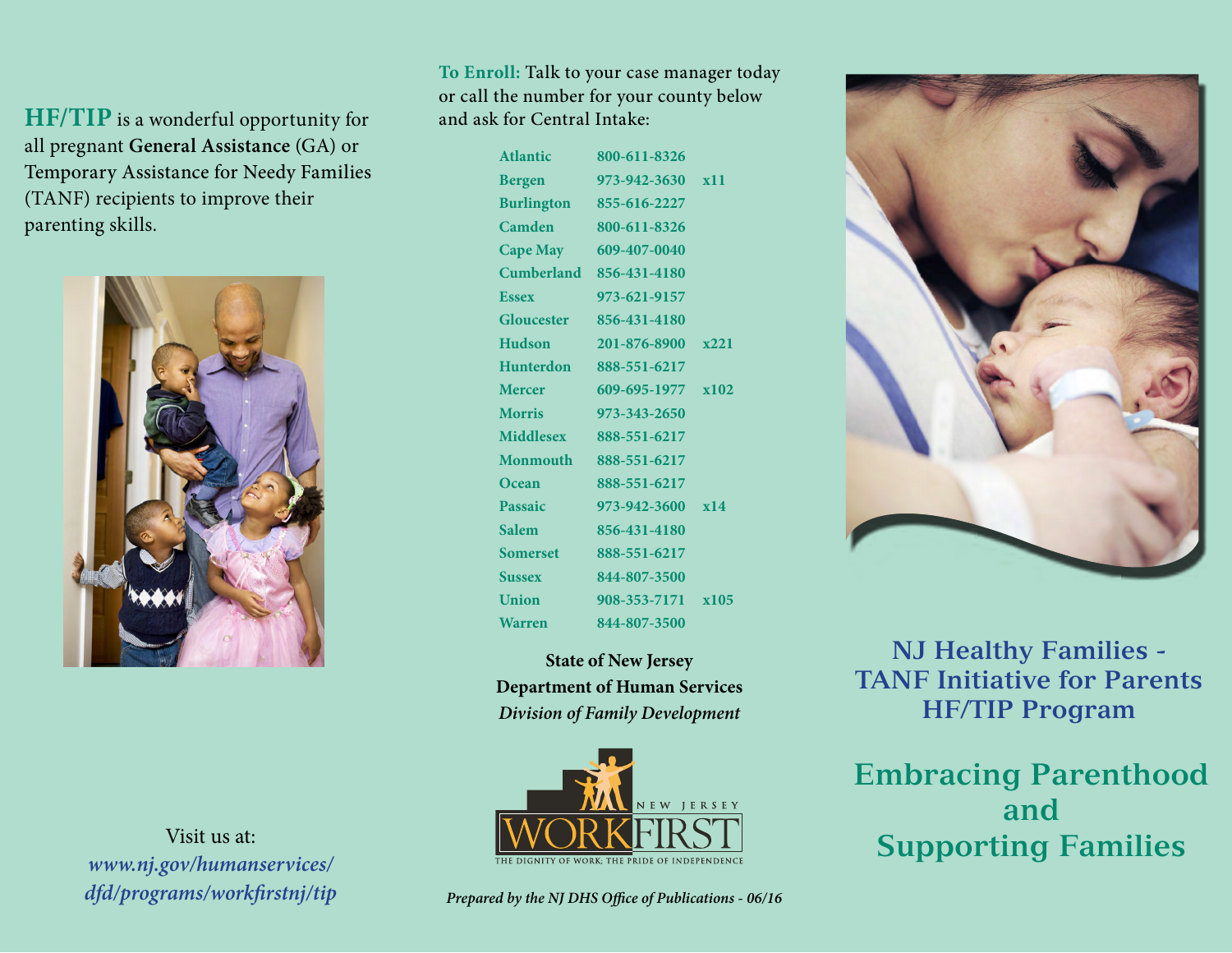**HF/TIP** is a wonderful opportunity for all pregnant **General Assistance** (GA) or Temporary Assistance for Needy Families (TANF) recipients to improve their parenting skills.

Visit us at:
*www.nj.gov/humanservices/dfd/programs/workfirstnj/tip*

**To Enroll:** Talk to your case manager today or call the number for your county below and ask for Central Intake:

| County | Phone | Ext. |
|---|---|---|
| Atlantic | 800-611-8326 | |
| Bergen | 973-942-3630 | x11 |
| Burlington | 855-616-2227 | |
| Camden | 800-611-8326 | |
| Cape May | 609-407-0040 | |
| Cumberland | 856-431-4180 | |
| Essex | 973-621-9157 | |
| Gloucester | 856-431-4180 | |
| Hudson | 201-876-8900 | x221 |
| Hunterdon | 888-551-6217 | |
| Mercer | 609-695-1977 | x102 |
| Morris | 973-343-2650 | |
| Middlesex | 888-551-6217 | |
| Monmouth | 888-551-6217 | |
| Ocean | 888-551-6217 | |
| Passaic | 973-942-3600 | x14 |
| Salem | 856-431-4180 | |
| Somerset | 888-551-6217 | |
| Sussex | 844-807-3500 | |
| Union | 908-353-7171 | x105 |
| Warren | 844-807-3500 | |

**State of New Jersey**
**Department of Human Services**
***Division of Family Development***

NEW JERSEY WORKFIRST
THE DIGNITY OF WORK; THE PRIDE OF INDEPENDENCE

*Prepared by the NJ DHS Office of Publications - 06/16*

# NJ Healthy Families - TANF Initiative for Parents HF/TIP Program

## Embracing Parenthood and Supporting Families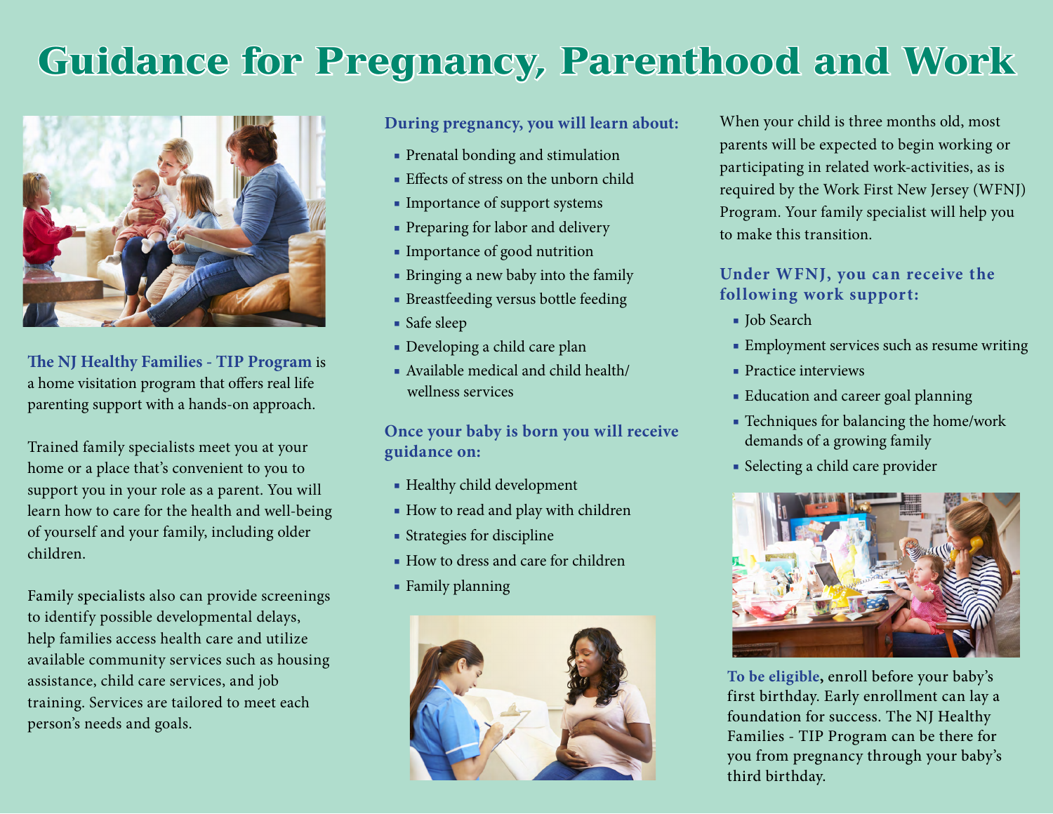# Guidance for Pregnancy, Parenthood and Work

**The NJ Healthy Families - TIP Program** is a home visitation program that offers real life parenting support with a hands-on approach.

Trained family specialists meet you at your home or a place that's convenient to you to support you in your role as a parent. You will learn how to care for the health and well-being of yourself and your family, including older children.

Family specialists also can provide screenings to identify possible developmental delays, help families access health care and utilize available community services such as housing assistance, child care services, and job training. Services are tailored to meet each person's needs and goals.

### During pregnancy, you will learn about:

- Prenatal bonding and stimulation
- Effects of stress on the unborn child
- Importance of support systems
- Preparing for labor and delivery
- Importance of good nutrition
- Bringing a new baby into the family
- Breastfeeding versus bottle feeding
- Safe sleep
- Developing a child care plan
- Available medical and child health/ wellness services

### Once your baby is born you will receive guidance on:

- Healthy child development
- How to read and play with children
- Strategies for discipline
- How to dress and care for children
- Family planning

When your child is three months old, most parents will be expected to begin working or participating in related work-activities, as is required by the Work First New Jersey (WFNJ) Program. Your family specialist will help you to make this transition.

### Under WFNJ, you can receive the following work support:

- Job Search
- Employment services such as resume writing
- Practice interviews
- Education and career goal planning
- Techniques for balancing the home/work demands of a growing family
- Selecting a child care provider

**To be eligible,** enroll before your baby's first birthday. Early enrollment can lay a foundation for success. The NJ Healthy Families - TIP Program can be there for you from pregnancy through your baby's third birthday.